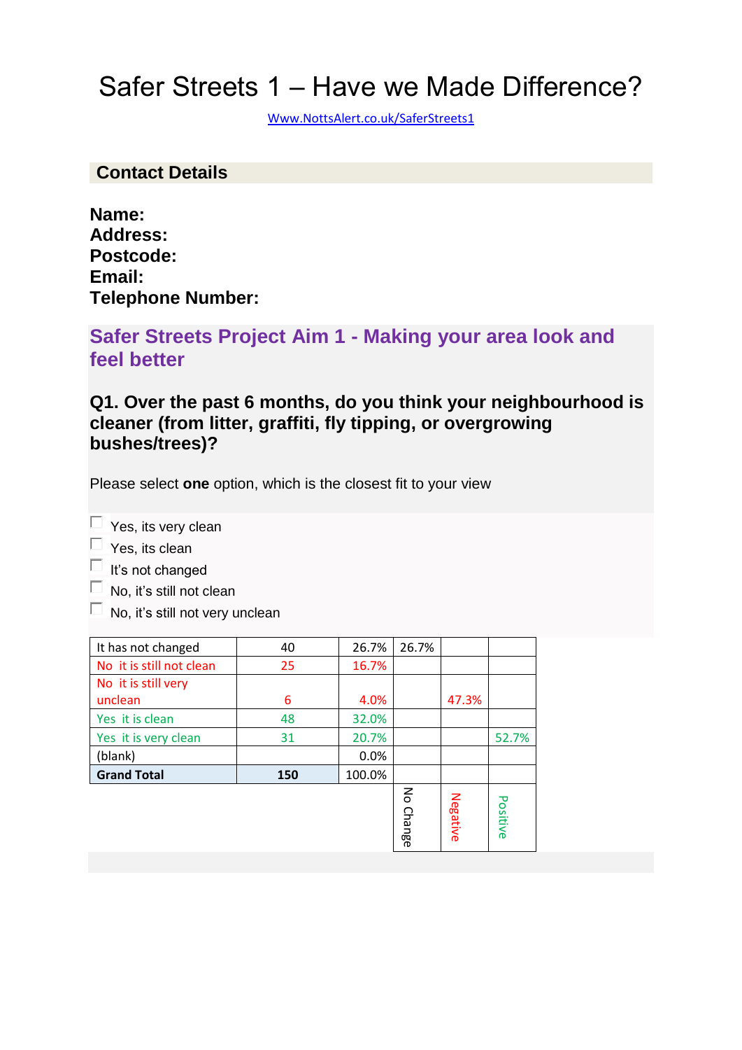# Safer Streets 1 – Have we Made Difference?

Www.NottsAlert.co.uk/SaferStreets1

## Contact Details

**Name:**
**Address:**
**Postcode:**
**Email:**
**Telephone Number:**

## Safer Streets Project Aim 1 - Making your area look and feel better

### Q1. Over the past 6 months, do you think your neighbourhood is cleaner (from litter, graffiti, fly tipping, or overgrowing bushes/trees)?

Please select **one** option, which is the closest fit to your view

- ☐ Yes, its very clean
- ☐ Yes, its clean
- ☐ It's not changed
- ☐ No, it's still not clean
- ☐ No, it's still not very unclean

| | | | No Change | Negative | Positive |
|---|---|---|---|---|---|
| It has not changed | 40 | 26.7% | 26.7% | | |
| No it is still not clean | 25 | 16.7% | | | |
| No it is still very unclean | 6 | 4.0% | | 47.3% | |
| Yes it is clean | 48 | 32.0% | | | |
| Yes it is very clean | 31 | 20.7% | | | 52.7% |
| (blank) | | 0.0% | | | |
| **Grand Total** | **150** | 100.0% | | | |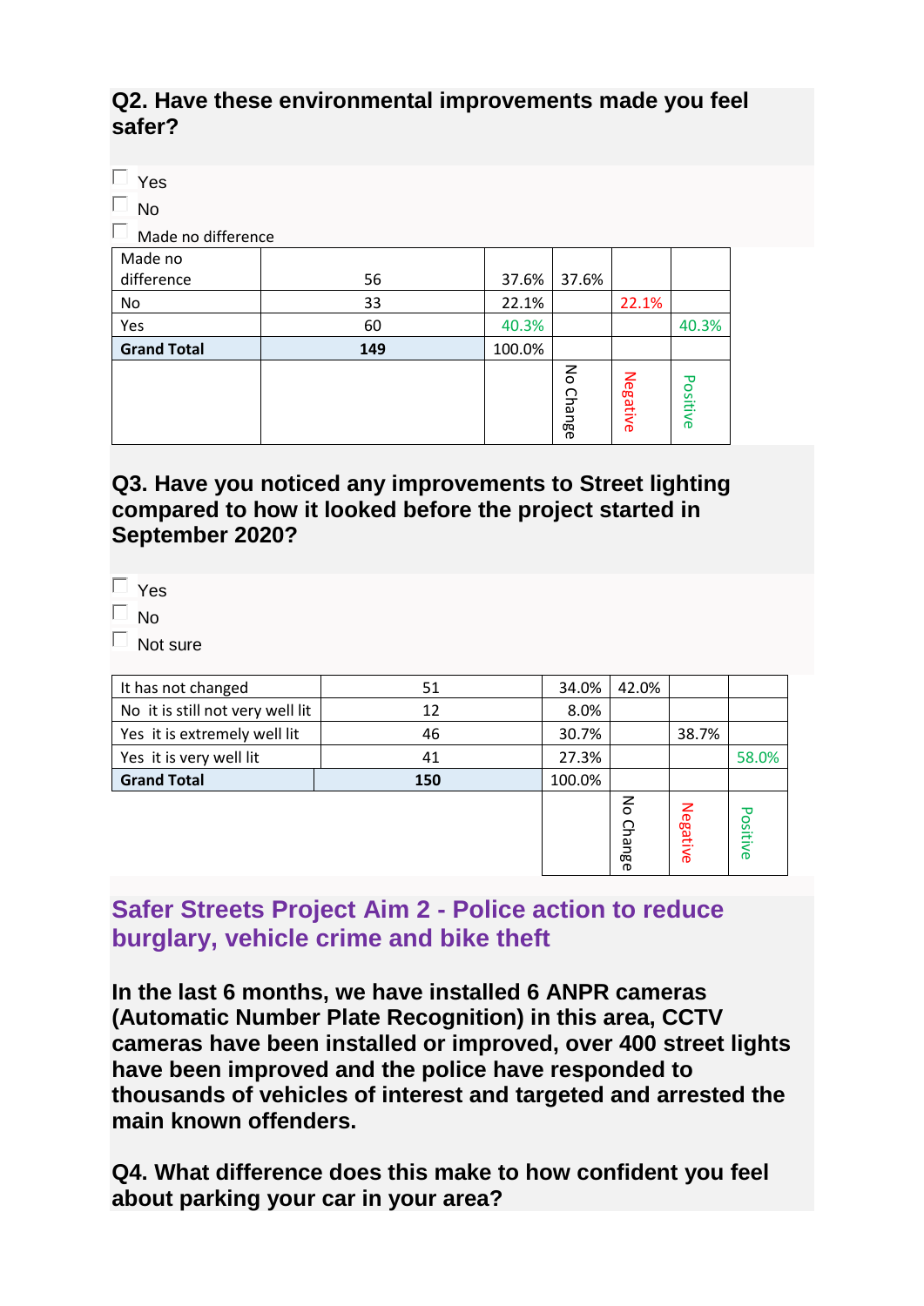## Q2. Have these environmental improvements made you feel safer?

- ☐ Yes
- ☐ No
- ☐ Made no difference

| | | | | | |
|---|---|---|---|---|---|
| Made no difference | 56 | 37.6% | 37.6% | | |
| No | 33 | 22.1% | | 22.1% | |
| Yes | 60 | 40.3% | | | 40.3% |
| **Grand Total** | **149** | 100.0% | | | |
| | | | No Change | Negative | Positive |

## Q3. Have you noticed any improvements to Street lighting compared to how it looked before the project started in September 2020?

- ☐ Yes
- ☐ No
- ☐ Not sure

| | | | | | |
|---|---|---|---|---|---|
| It has not changed | 51 | 34.0% | 42.0% | | |
| No it is still not very well lit | 12 | 8.0% | | | |
| Yes it is extremely well lit | 46 | 30.7% | | 38.7% | |
| Yes it is very well lit | 41 | 27.3% | | | 58.0% |
| **Grand Total** | **150** | 100.0% | | | |
| | | | No Change | Negative | Positive |

## Safer Streets Project Aim 2 - Police action to reduce burglary, vehicle crime and bike theft

**In the last 6 months, we have installed 6 ANPR cameras (Automatic Number Plate Recognition) in this area, CCTV cameras have been installed or improved, over 400 street lights have been improved and the police have responded to thousands of vehicles of interest and targeted and arrested the main known offenders.**

## Q4. What difference does this make to how confident you feel about parking your car in your area?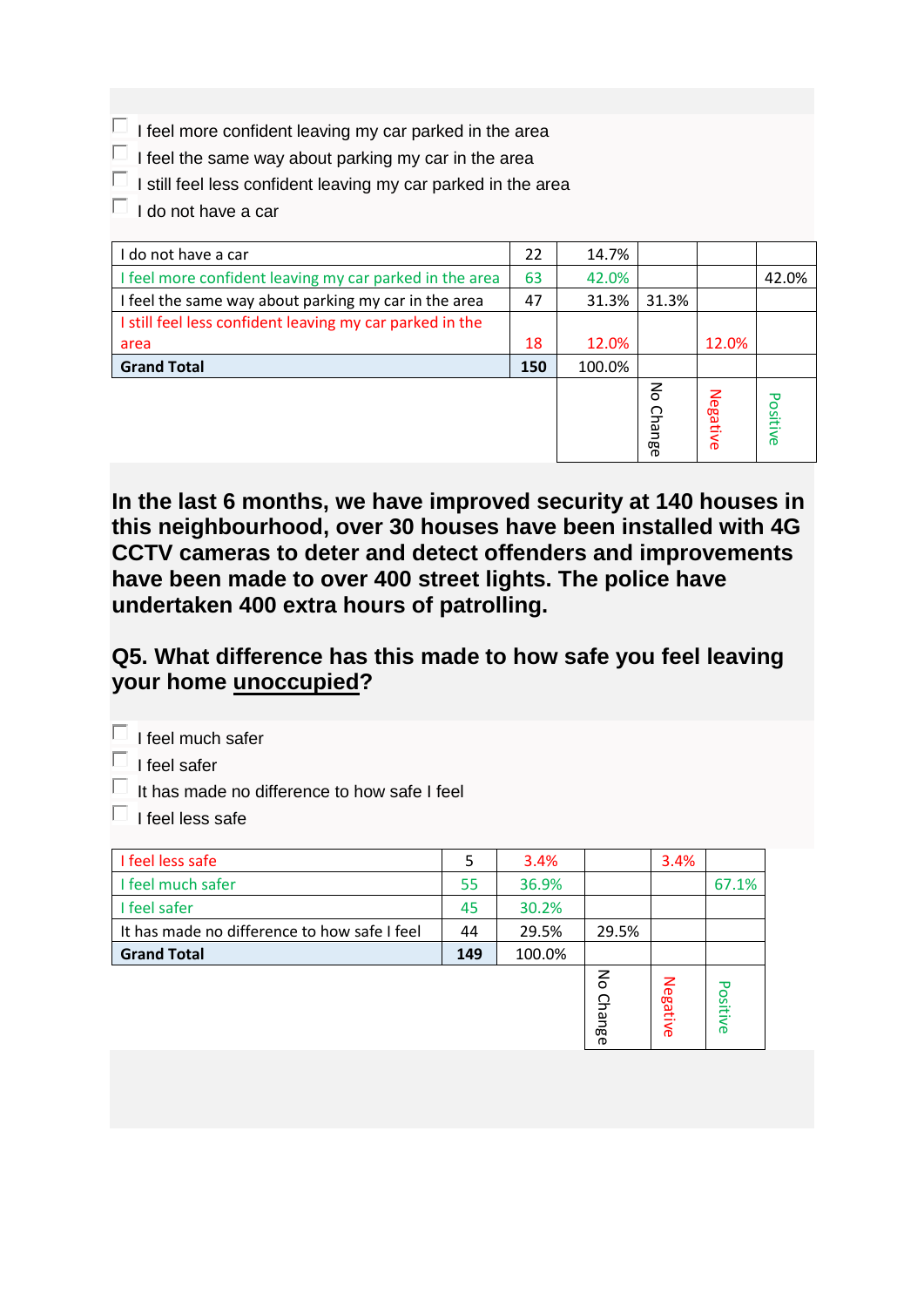- I feel more confident leaving my car parked in the area
- I feel the same way about parking my car in the area
- I still feel less confident leaving my car parked in the area
- I do not have a car

| | | | No Change | Negative | Positive |
|---|---|---|---|---|---|
| I do not have a car | 22 | 14.7% | | | |
| I feel more confident leaving my car parked in the area | 63 | 42.0% | | | 42.0% |
| I feel the same way about parking my car in the area | 47 | 31.3% | 31.3% | | |
| I still feel less confident leaving my car parked in the area | 18 | 12.0% | | 12.0% | |
| **Grand Total** | **150** | 100.0% | | | |

**In the last 6 months, we have improved security at 140 houses in this neighbourhood, over 30 houses have been installed with 4G CCTV cameras to deter and detect offenders and improvements have been made to over 400 street lights. The police have undertaken 400 extra hours of patrolling.**

## Q5. What difference has this made to how safe you feel leaving your home unoccupied?

- I feel much safer
- I feel safer
- It has made no difference to how safe I feel
- I feel less safe

| | | | No Change | Negative | Positive |
|---|---|---|---|---|---|
| I feel less safe | 5 | 3.4% | | 3.4% | |
| I feel much safer | 55 | 36.9% | | | 67.1% |
| I feel safer | 45 | 30.2% | | | |
| It has made no difference to how safe I feel | 44 | 29.5% | 29.5% | | |
| **Grand Total** | **149** | 100.0% | | | |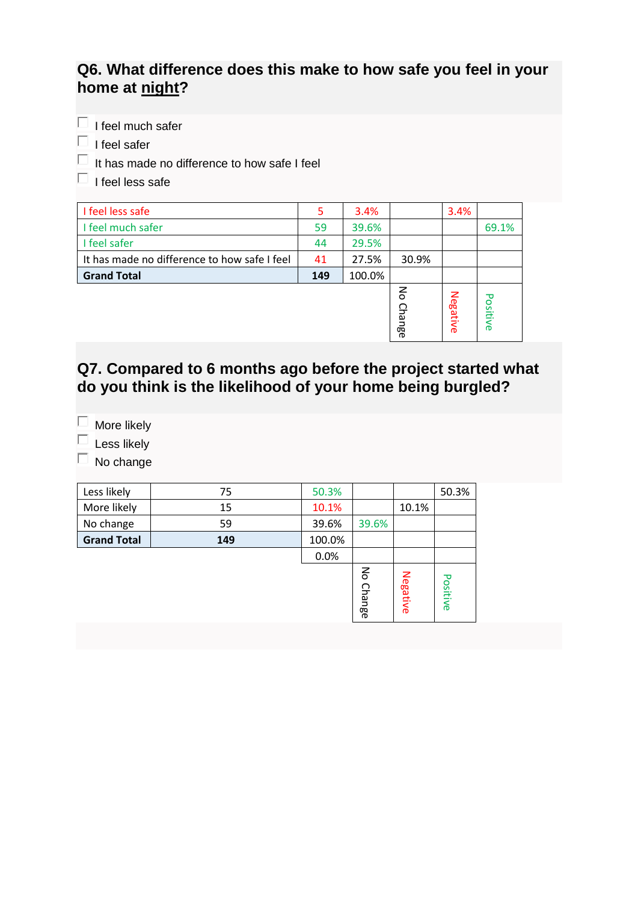## Q6. What difference does this make to how safe you feel in your home at night?

- I feel much safer
- I feel safer
- It has made no difference to how safe I feel
- I feel less safe

| | | | No Change | Negative | Positive |
|---|---|---|---|---|---|
| I feel less safe | 5 | 3.4% | | 3.4% | |
| I feel much safer | 59 | 39.6% | | | 69.1% |
| I feel safer | 44 | 29.5% | | | |
| It has made no difference to how safe I feel | 41 | 27.5% | 30.9% | | |
| **Grand Total** | **149** | 100.0% | | | |

## Q7. Compared to 6 months ago before the project started what do you think is the likelihood of your home being burgled?

- More likely
- Less likely
- No change

| | | | No Change | Negative | Positive |
|---|---|---|---|---|---|
| Less likely | 75 | 50.3% | | | 50.3% |
| More likely | 15 | 10.1% | | 10.1% | |
| No change | 59 | 39.6% | 39.6% | | |
| **Grand Total** | **149** | 100.0% | | | |
| | | 0.0% | | | |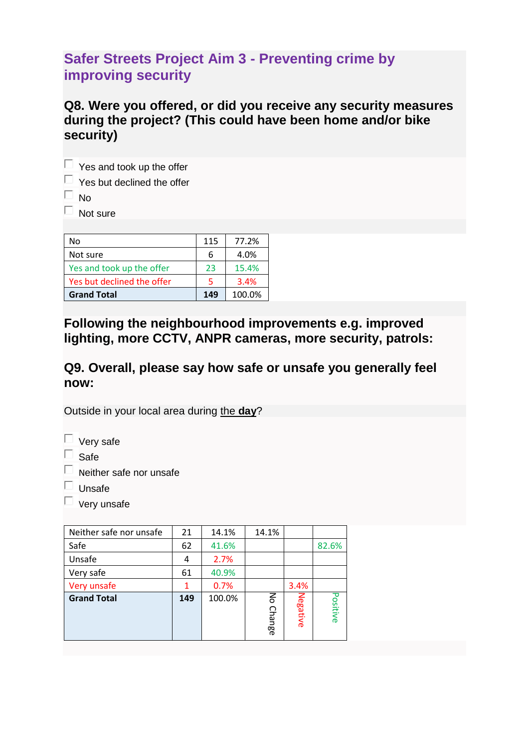## Safer Streets Project Aim 3 - Preventing crime by improving security

### Q8. Were you offered, or did you receive any security measures during the project? (This could have been home and/or bike security)

- Yes and took up the offer
- Yes but declined the offer
- No
- Not sure

| No | 115 | 77.2% |
|---|---|---|
| Not sure | 6 | 4.0% |
| Yes and took up the offer | 23 | 15.4% |
| Yes but declined the offer | 5 | 3.4% |
| **Grand Total** | **149** | 100.0% |

### Following the neighbourhood improvements e.g. improved lighting, more CCTV, ANPR cameras, more security, patrols:

### Q9. Overall, please say how safe or unsafe you generally feel now:

Outside in your local area during the **day**?

- Very safe
- Safe
- Neither safe nor unsafe
- Unsafe
- Very unsafe

| Neither safe nor unsafe | 21 | 14.1% | 14.1% | | |
|---|---|---|---|---|---|
| Safe | 62 | 41.6% | | | 82.6% |
| Unsafe | 4 | 2.7% | | | |
| Very safe | 61 | 40.9% | | | |
| Very unsafe | 1 | 0.7% | | 3.4% | |
| **Grand Total** | **149** | 100.0% | No Change | Negative | Positive |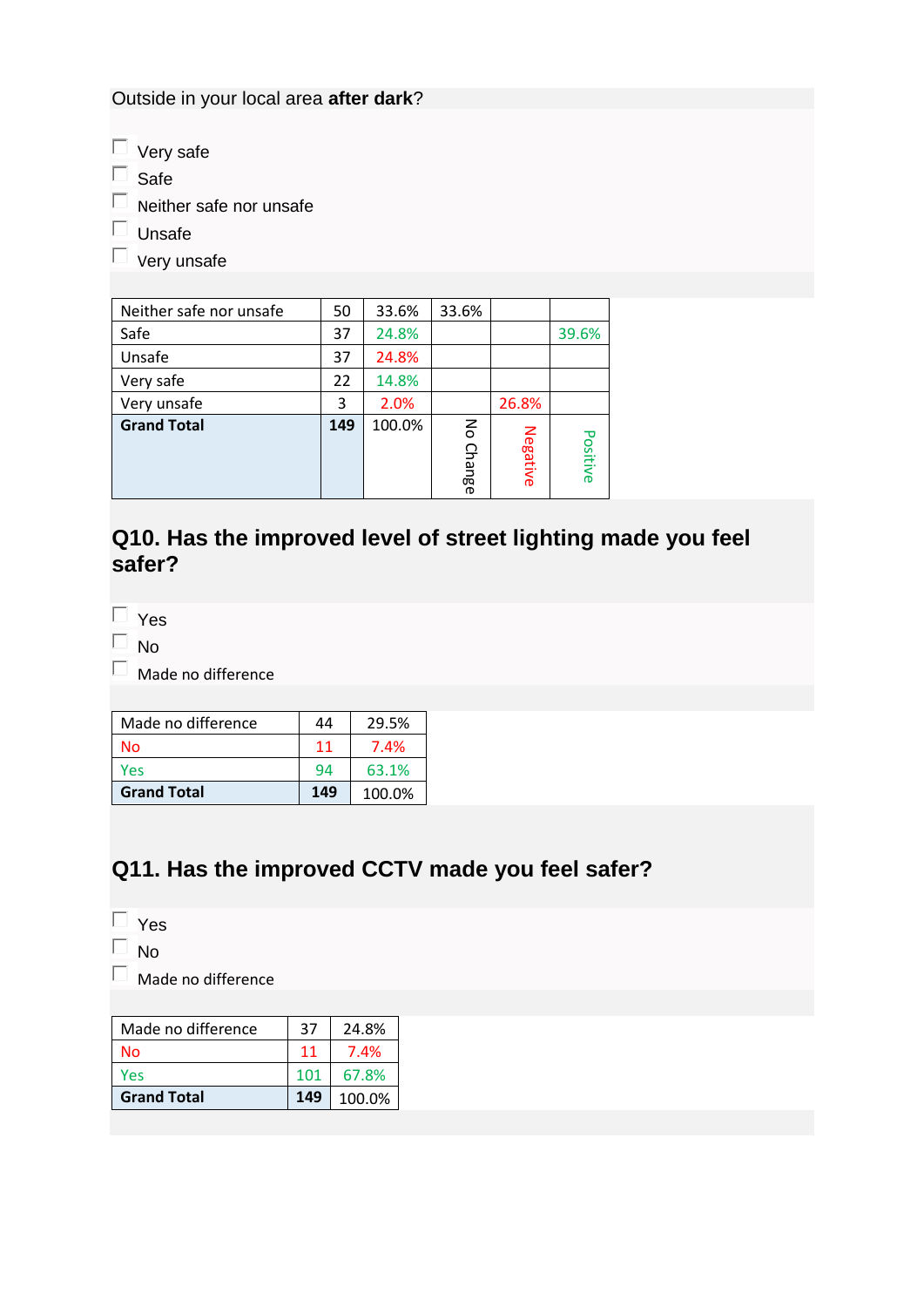Outside in your local area **after dark**?

- Very safe
- Safe
- Neither safe nor unsafe
- Unsafe
- Very unsafe

| Neither safe nor unsafe | 50 | 33.6% | 33.6% | | |
|---|---|---|---|---|---|
| Safe | 37 | 24.8% | | | 39.6% |
| Unsafe | 37 | 24.8% | | | |
| Very safe | 22 | 14.8% | | | |
| Very unsafe | 3 | 2.0% | | 26.8% | |
| **Grand Total** | **149** | 100.0% | No Change | Negative | Positive |

## Q10. Has the improved level of street lighting made you feel safer?

- Yes
- No
- Made no difference

| Made no difference | 44 | 29.5% |
|---|---|---|
| No | 11 | 7.4% |
| Yes | 94 | 63.1% |
| **Grand Total** | **149** | 100.0% |

## Q11. Has the improved CCTV made you feel safer?

- Yes
- No
- Made no difference

| Made no difference | 37 | 24.8% |
|---|---|---|
| No | 11 | 7.4% |
| Yes | 101 | 67.8% |
| **Grand Total** | **149** | 100.0% |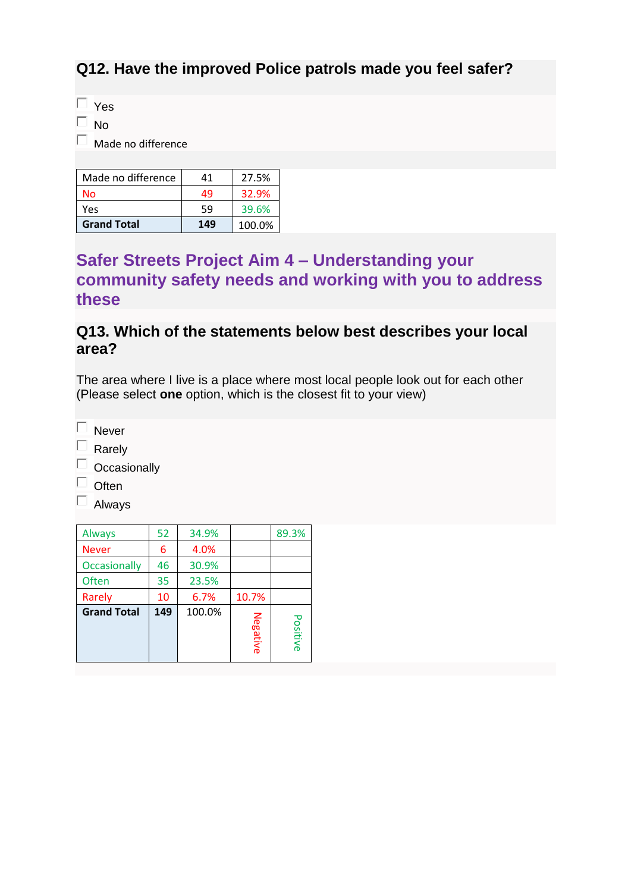### Q12. Have the improved Police patrols made you feel safer?

- Yes
- No
- Made no difference

| Made no difference | 41 | 27.5% |
|---|---|---|
| No | 49 | 32.9% |
| Yes | 59 | 39.6% |
| **Grand Total** | **149** | 100.0% |

## Safer Streets Project Aim 4 – Understanding your community safety needs and working with you to address these

### Q13. Which of the statements below best describes your local area?

The area where I live is a place where most local people look out for each other (Please select **one** option, which is the closest fit to your view)

- Never
- Rarely
- Occasionally
- Often
- Always

| Always | 52 | 34.9% | | 89.3% |
|---|---|---|---|---|
| Never | 6 | 4.0% | | |
| Occasionally | 46 | 30.9% | | |
| Often | 35 | 23.5% | | |
| Rarely | 10 | 6.7% | 10.7% | |
| **Grand Total** | **149** | 100.0% | Negative | Positive |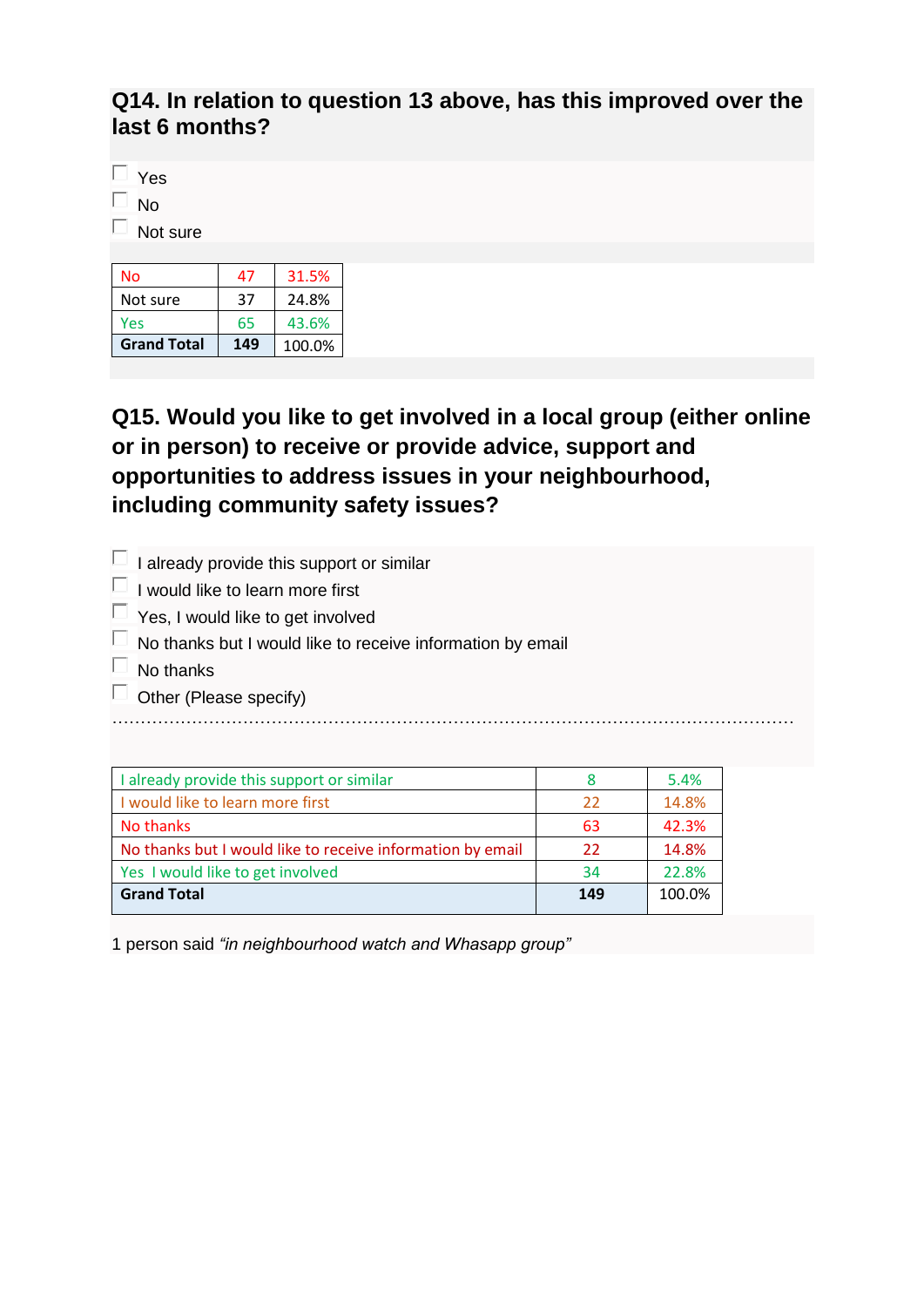## Q14. In relation to question 13 above, has this improved over the last 6 months?

- [ ] Yes
- [ ] No
- [ ] Not sure

| No | 47 | 31.5% |
|---|---|---|
| Not sure | 37 | 24.8% |
| Yes | 65 | 43.6% |
| **Grand Total** | **149** | 100.0% |

## Q15. Would you like to get involved in a local group (either online or in person) to receive or provide advice, support and opportunities to address issues in your neighbourhood, including community safety issues?

- [ ] I already provide this support or similar
- [ ] I would like to learn more first
- [ ] Yes, I would like to get involved
- [ ] No thanks but I would like to receive information by email
- [ ] No thanks
- [ ] Other (Please specify)

……………………………………………………………………………………………………………

| I already provide this support or similar | 8 | 5.4% |
|---|---|---|
| I would like to learn more first | 22 | 14.8% |
| No thanks | 63 | 42.3% |
| No thanks but I would like to receive information by email | 22 | 14.8% |
| Yes I would like to get involved | 34 | 22.8% |
| **Grand Total** | **149** | 100.0% |

1 person said *"in neighbourhood watch and Whasapp group"*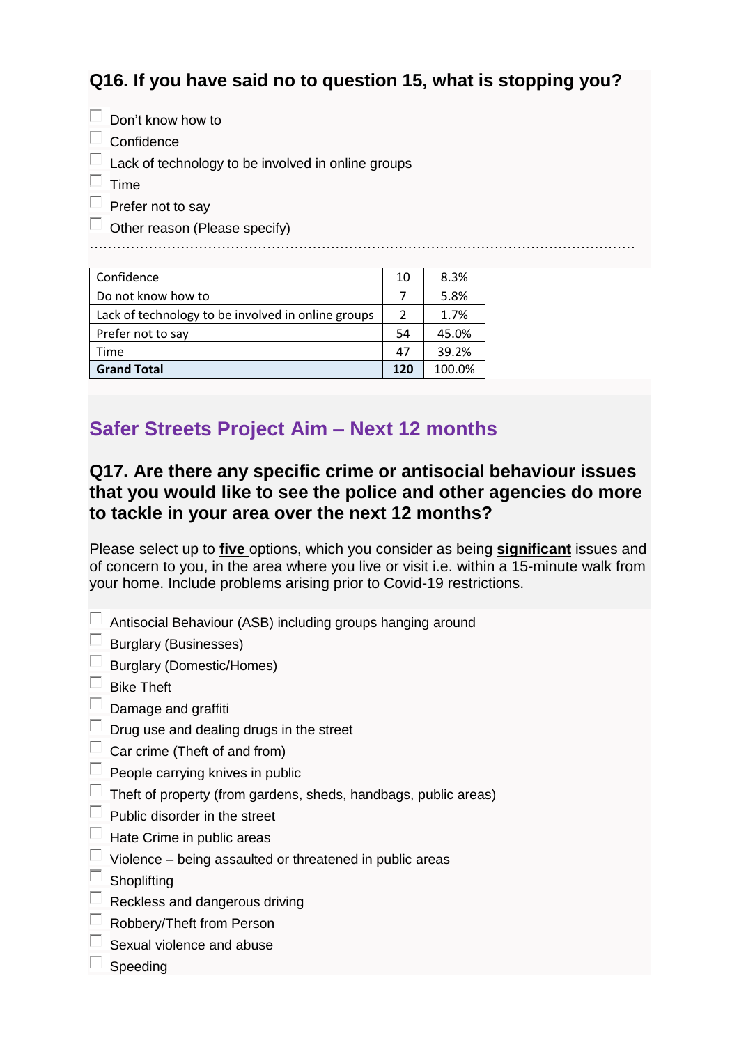### Q16. If you have said no to question 15, what is stopping you?

- ☐ Don't know how to
- ☐ Confidence
- ☐ Lack of technology to be involved in online groups
- ☐ Time
- ☐ Prefer not to say
- ☐ Other reason (Please specify)

……………………………………………………………………………………………………………

| Confidence | 10 | 8.3% |
|---|---|---|
| Do not know how to | 7 | 5.8% |
| Lack of technology to be involved in online groups | 2 | 1.7% |
| Prefer not to say | 54 | 45.0% |
| Time | 47 | 39.2% |
| **Grand Total** | **120** | 100.0% |

## Safer Streets Project Aim – Next 12 months

### Q17. Are there any specific crime or antisocial behaviour issues that you would like to see the police and other agencies do more to tackle in your area over the next 12 months?

Please select up to **five** options, which you consider as being **significant** issues and of concern to you, in the area where you live or visit i.e. within a 15-minute walk from your home. Include problems arising prior to Covid-19 restrictions.

- ☐ Antisocial Behaviour (ASB) including groups hanging around
- ☐ Burglary (Businesses)
- ☐ Burglary (Domestic/Homes)
- ☐ Bike Theft
- ☐ Damage and graffiti
- ☐ Drug use and dealing drugs in the street
- ☐ Car crime (Theft of and from)
- ☐ People carrying knives in public
- ☐ Theft of property (from gardens, sheds, handbags, public areas)
- ☐ Public disorder in the street
- ☐ Hate Crime in public areas
- ☐ Violence – being assaulted or threatened in public areas
- ☐ Shoplifting
- ☐ Reckless and dangerous driving
- ☐ Robbery/Theft from Person
- ☐ Sexual violence and abuse
- ☐ Speeding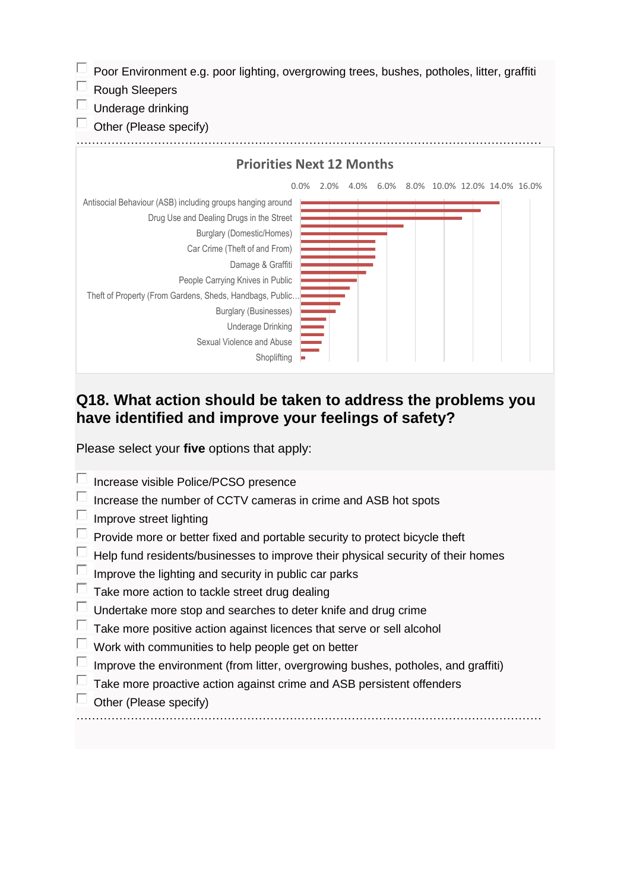- Poor Environment e.g. poor lighting, overgrowing trees, bushes, potholes, litter, graffiti
- Rough Sleepers
- Underage drinking
- Other (Please specify)

……………………………………………………………………………………………………………

**Priorities Next 12 Months**

Chart axis: 0.0% 2.0% 4.0% 6.0% 8.0% 10.0% 12.0% 14.0% 16.0%

Categories shown: Antisocial Behaviour (ASB) including groups hanging around; Drug Use and Dealing Drugs in the Street; Burglary (Domestic/Homes); Car Crime (Theft of and From); Damage & Graffiti; People Carrying Knives in Public; Theft of Property (From Gardens, Sheds, Handbags, Public…; Burglary (Businesses); Underage Drinking; Sexual Violence and Abuse; Shoplifting

## Q18. What action should be taken to address the problems you have identified and improve your feelings of safety?

Please select your **five** options that apply:

- Increase visible Police/PCSO presence
- Increase the number of CCTV cameras in crime and ASB hot spots
- Improve street lighting
- Provide more or better fixed and portable security to protect bicycle theft
- Help fund residents/businesses to improve their physical security of their homes
- Improve the lighting and security in public car parks
- Take more action to tackle street drug dealing
- Undertake more stop and searches to deter knife and drug crime
- Take more positive action against licences that serve or sell alcohol
- Work with communities to help people get on better
- Improve the environment (from litter, overgrowing bushes, potholes, and graffiti)
- Take more proactive action against crime and ASB persistent offenders
- Other (Please specify)

……………………………………………………………………………………………………………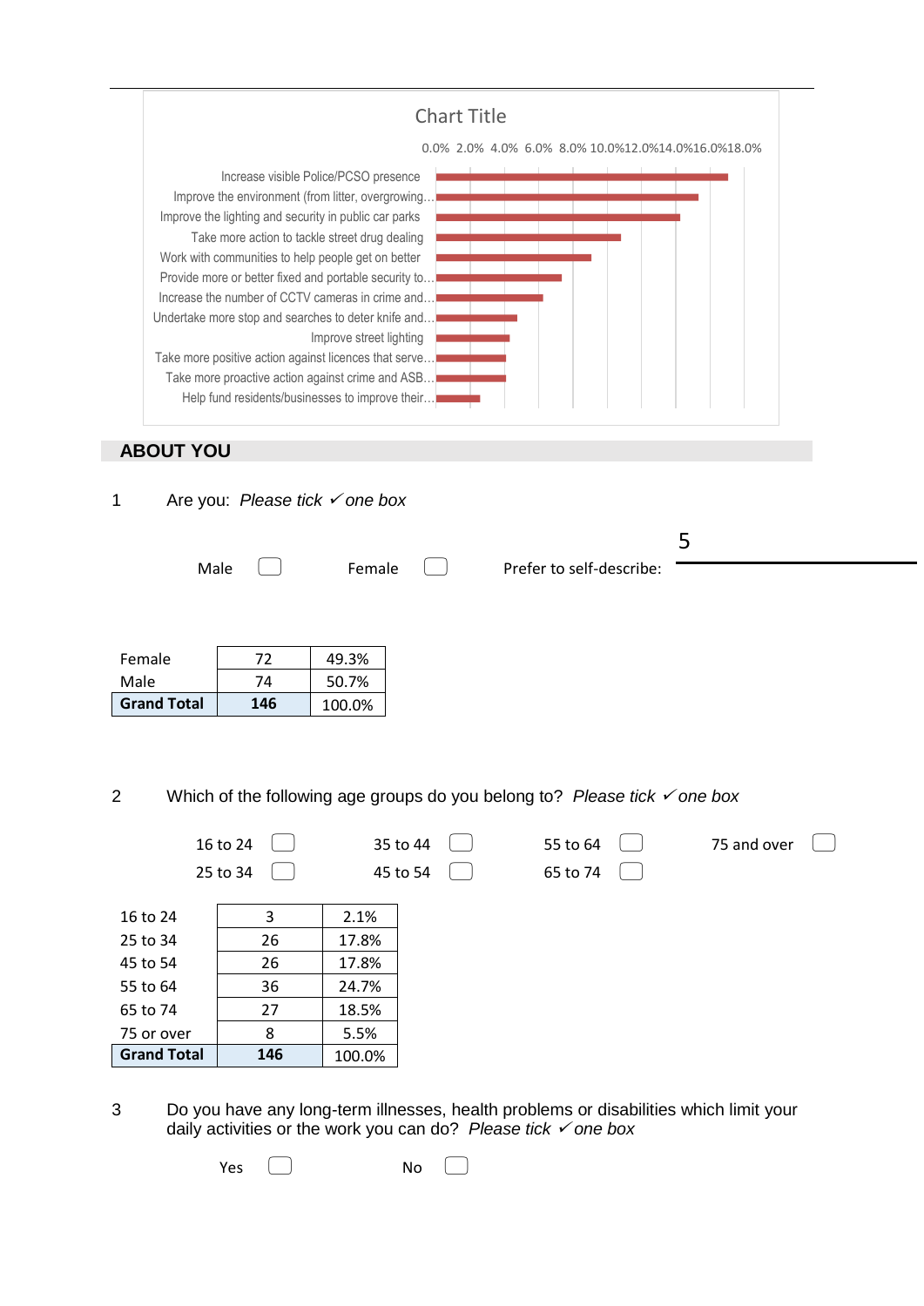Chart Title

0.0% 2.0% 4.0% 6.0% 8.0% 10.0%12.0%14.0%16.0%18.0%

- Increase visible Police/PCSO presence
- Improve the environment (from litter, overgrowing...
- Improve the lighting and security in public car parks
- Take more action to tackle street drug dealing
- Work with communities to help people get on better
- Provide more or better fixed and portable security to...
- Increase the number of CCTV cameras in crime and...
- Undertake more stop and searches to deter knife and...
- Improve street lighting
- Take more positive action against licences that serve...
- Take more proactive action against crime and ASB...
- Help fund residents/businesses to improve their...

## ABOUT YOU

1 Are you: *Please tick ✓ one box*

Male ☐ Female ☐ Prefer to self-describe: 5

| Female | 72 | 49.3% |
|---|---|---|
| Male | 74 | 50.7% |
| **Grand Total** | **146** | 100.0% |

2 Which of the following age groups do you belong to? *Please tick ✓ one box*

16 to 24 ☐ 35 to 44 ☐ 55 to 64 ☐ 75 and over ☐
25 to 34 ☐ 45 to 54 ☐ 65 to 74 ☐

| 16 to 24 | 3 | 2.1% |
|---|---|---|
| 25 to 34 | 26 | 17.8% |
| 45 to 54 | 26 | 17.8% |
| 55 to 64 | 36 | 24.7% |
| 65 to 74 | 27 | 18.5% |
| 75 or over | 8 | 5.5% |
| **Grand Total** | **146** | 100.0% |

3 Do you have any long-term illnesses, health problems or disabilities which limit your daily activities or the work you can do? *Please tick ✓ one box*

Yes ☐ No ☐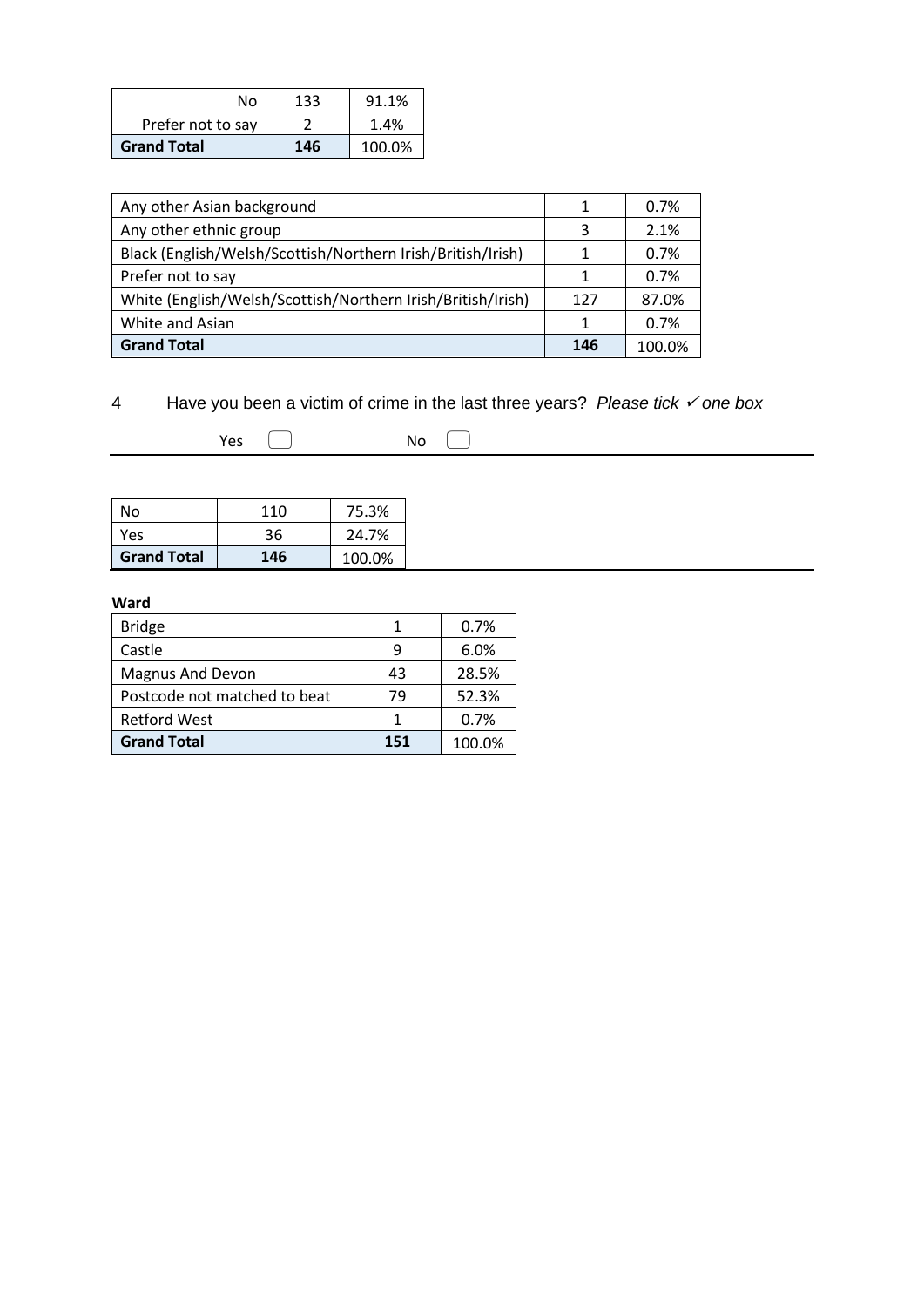| | | |
|---|---|---|
| No | 133 | 91.1% |
| Prefer not to say | 2 | 1.4% |
| **Grand Total** | **146** | 100.0% |

| | | |
|---|---|---|
| Any other Asian background | 1 | 0.7% |
| Any other ethnic group | 3 | 2.1% |
| Black (English/Welsh/Scottish/Northern Irish/British/Irish) | 1 | 0.7% |
| Prefer not to say | 1 | 0.7% |
| White (English/Welsh/Scottish/Northern Irish/British/Irish) | 127 | 87.0% |
| White and Asian | 1 | 0.7% |
| **Grand Total** | **146** | 100.0% |

4 Have you been a victim of crime in the last three years? *Please tick ✓ one box*

Yes ☐ No ☐

| | | |
|---|---|---|
| No | 110 | 75.3% |
| Yes | 36 | 24.7% |
| **Grand Total** | **146** | 100.0% |

**Ward**

| | | |
|---|---|---|
| Bridge | 1 | 0.7% |
| Castle | 9 | 6.0% |
| Magnus And Devon | 43 | 28.5% |
| Postcode not matched to beat | 79 | 52.3% |
| Retford West | 1 | 0.7% |
| **Grand Total** | **151** | 100.0% |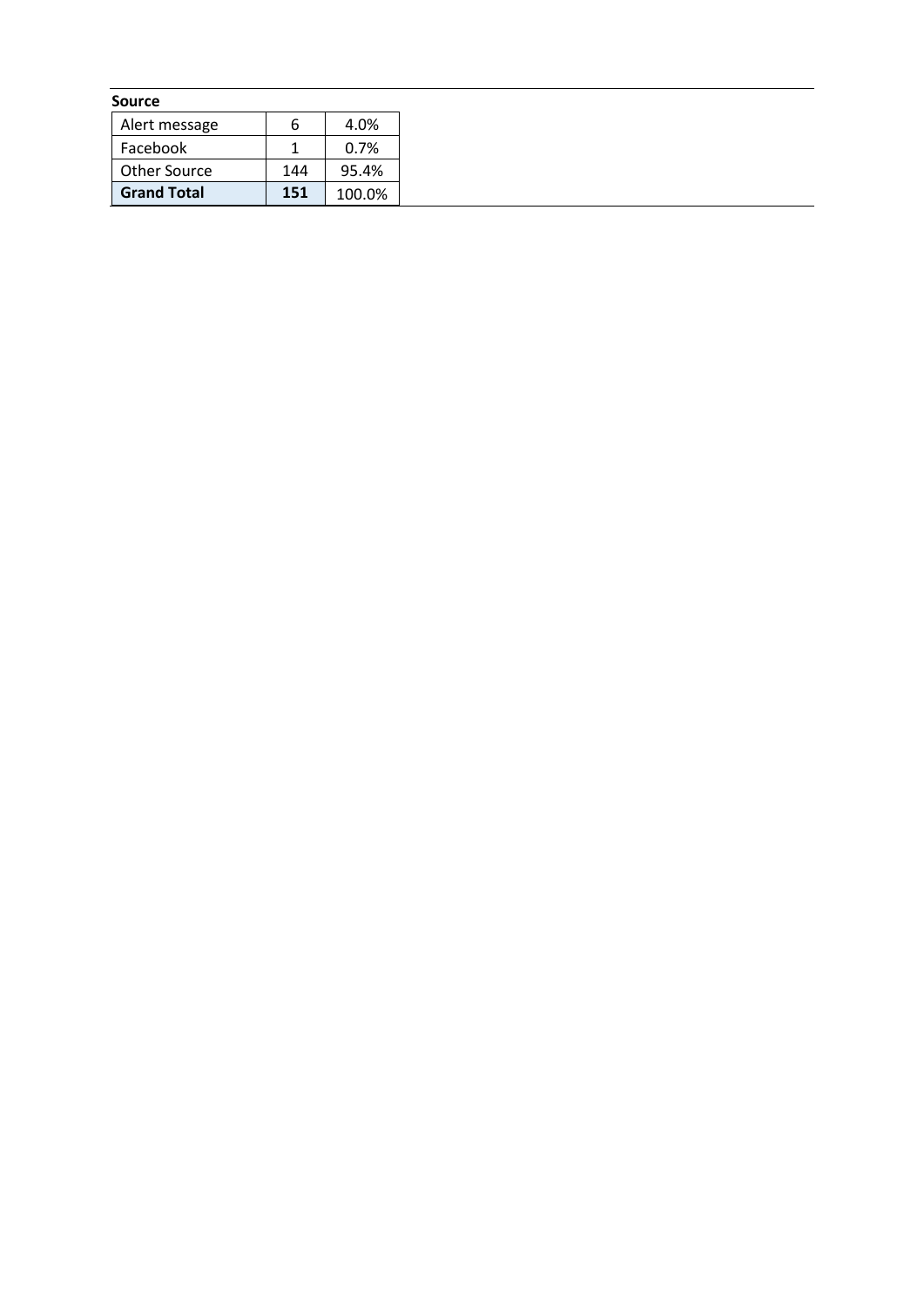**Source**

| | | |
|---|---|---|
| Alert message | 6 | 4.0% |
| Facebook | 1 | 0.7% |
| Other Source | 144 | 95.4% |
| **Grand Total** | **151** | 100.0% |